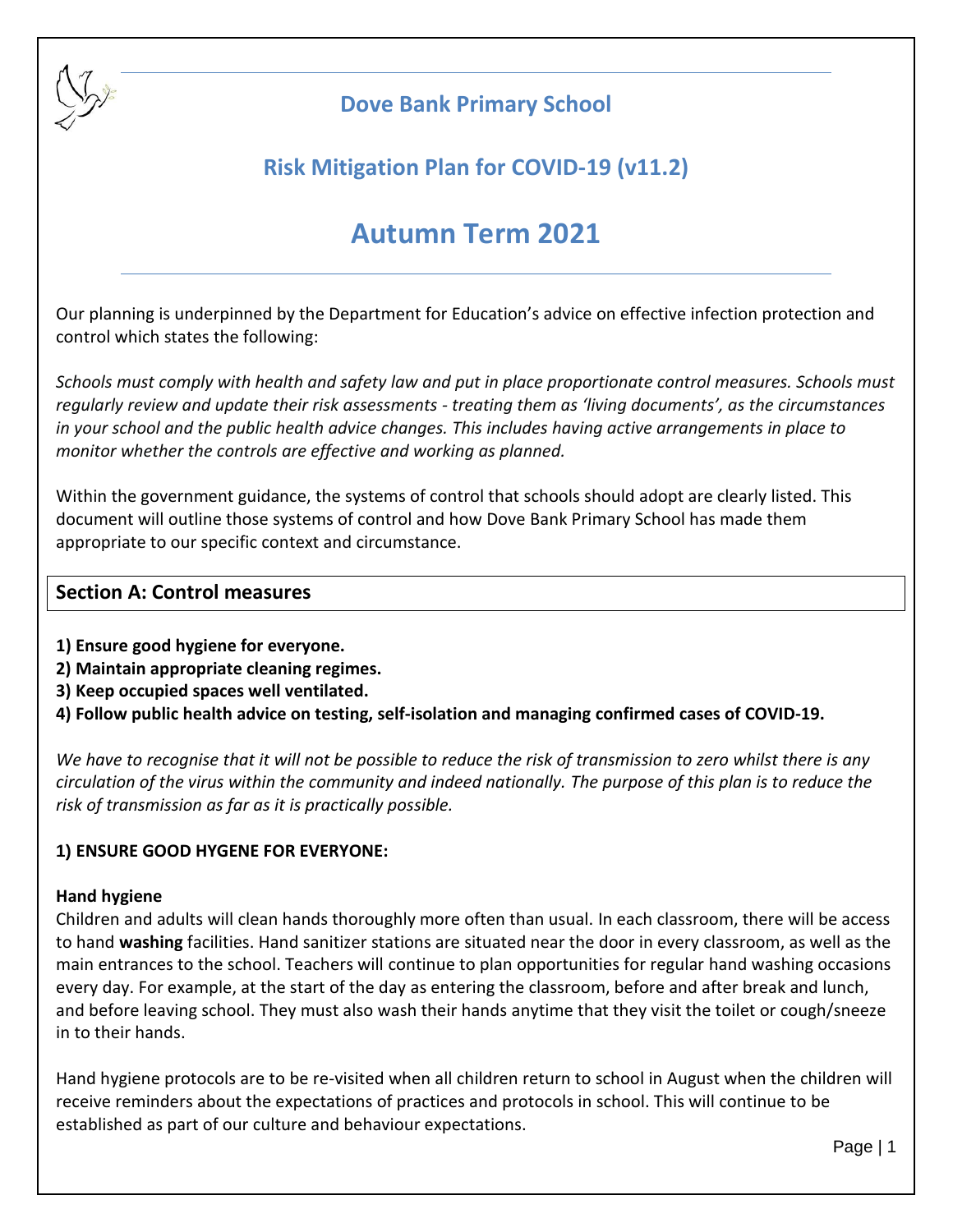# Dove Bank Primary School

## Risk Mitigation Plan for COVID-19 (v11.2)

# Autumn Term 2021

Our planning is underpinned by the Department for Education's advice on effective infection protection and control which states the following:

*Schools must comply with health and safety law and put in place proportionate control measures. Schools must regularly review and update their risk assessments - treating them as 'living documents', as the circumstances in your school and the public health advice changes. This includes having active arrangements in place to monitor whether the controls are effective and working as planned.*

Within the government guidance, the systems of control that schools should adopt are clearly listed. This document will outline those systems of control and how Dove Bank Primary School has made them appropriate to our specific context and circumstance.

## Section A: Control measures

**1) Ensure good hygiene for everyone.**
**2) Maintain appropriate cleaning regimes.**
**3) Keep occupied spaces well ventilated.**
**4) Follow public health advice on testing, self-isolation and managing confirmed cases of COVID-19.**

*We have to recognise that it will not be possible to reduce the risk of transmission to zero whilst there is any circulation of the virus within the community and indeed nationally. The purpose of this plan is to reduce the risk of transmission as far as it is practically possible.*

### 1) ENSURE GOOD HYGENE FOR EVERYONE:

**Hand hygiene**
Children and adults will clean hands thoroughly more often than usual. In each classroom, there will be access to hand **washing** facilities. Hand sanitizer stations are situated near the door in every classroom, as well as the main entrances to the school. Teachers will continue to plan opportunities for regular hand washing occasions every day. For example, at the start of the day as entering the classroom, before and after break and lunch, and before leaving school. They must also wash their hands anytime that they visit the toilet or cough/sneeze in to their hands.

Hand hygiene protocols are to be re-visited when all children return to school in August when the children will receive reminders about the expectations of practices and protocols in school. This will continue to be established as part of our culture and behaviour expectations.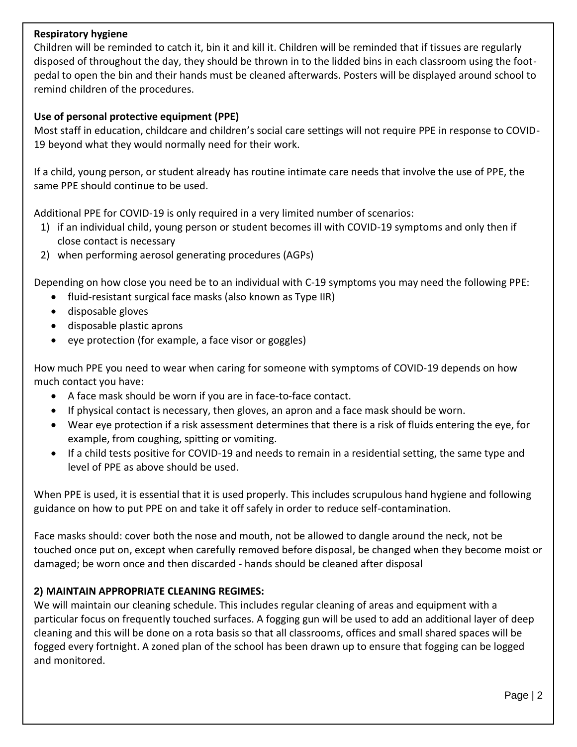**Respiratory hygiene**

Children will be reminded to catch it, bin it and kill it. Children will be reminded that if tissues are regularly disposed of throughout the day, they should be thrown in to the lidded bins in each classroom using the foot-pedal to open the bin and their hands must be cleaned afterwards. Posters will be displayed around school to remind children of the procedures.

**Use of personal protective equipment (PPE)**

Most staff in education, childcare and children's social care settings will not require PPE in response to COVID-19 beyond what they would normally need for their work.

If a child, young person, or student already has routine intimate care needs that involve the use of PPE, the same PPE should continue to be used.

Additional PPE for COVID-19 is only required in a very limited number of scenarios:

1) if an individual child, young person or student becomes ill with COVID-19 symptoms and only then if close contact is necessary
2) when performing aerosol generating procedures (AGPs)

Depending on how close you need be to an individual with C-19 symptoms you may need the following PPE:

- fluid-resistant surgical face masks (also known as Type IIR)
- disposable gloves
- disposable plastic aprons
- eye protection (for example, a face visor or goggles)

How much PPE you need to wear when caring for someone with symptoms of COVID-19 depends on how much contact you have:

- A face mask should be worn if you are in face-to-face contact.
- If physical contact is necessary, then gloves, an apron and a face mask should be worn.
- Wear eye protection if a risk assessment determines that there is a risk of fluids entering the eye, for example, from coughing, spitting or vomiting.
- If a child tests positive for COVID-19 and needs to remain in a residential setting, the same type and level of PPE as above should be used.

When PPE is used, it is essential that it is used properly. This includes scrupulous hand hygiene and following guidance on how to put PPE on and take it off safely in order to reduce self-contamination.

Face masks should: cover both the nose and mouth, not be allowed to dangle around the neck, not be touched once put on, except when carefully removed before disposal, be changed when they become moist or damaged; be worn once and then discarded - hands should be cleaned after disposal

**2) MAINTAIN APPROPRIATE CLEANING REGIMES:**

We will maintain our cleaning schedule. This includes regular cleaning of areas and equipment with a particular focus on frequently touched surfaces. A fogging gun will be used to add an additional layer of deep cleaning and this will be done on a rota basis so that all classrooms, offices and small shared spaces will be fogged every fortnight. A zoned plan of the school has been drawn up to ensure that fogging can be logged and monitored.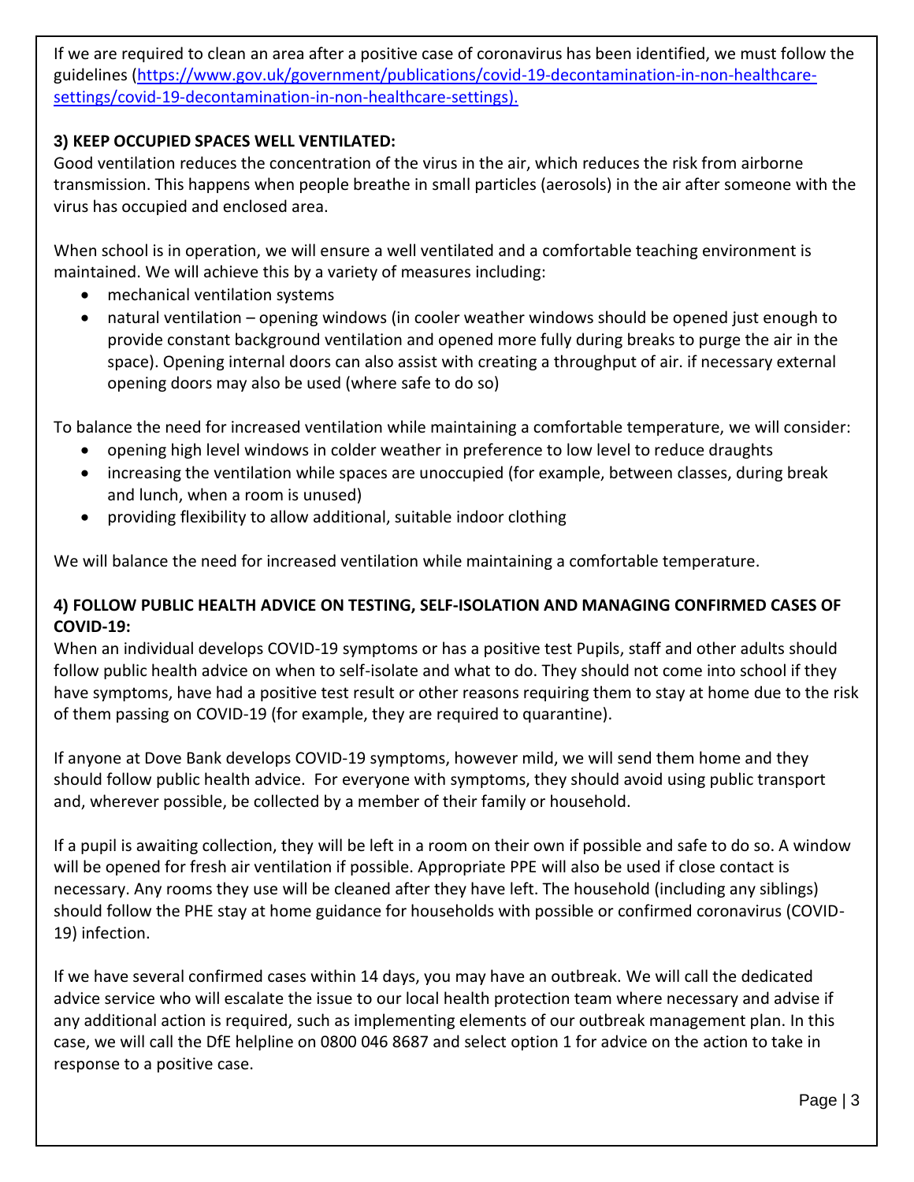If we are required to clean an area after a positive case of coronavirus has been identified, we must follow the guidelines ([https://www.gov.uk/government/publications/covid-19-decontamination-in-non-healthcare-settings/covid-19-decontamination-in-non-healthcare-settings).](https://www.gov.uk/government/publications/covid-19-decontamination-in-non-healthcare-settings/covid-19-decontamination-in-non-healthcare-settings)

**3) KEEP OCCUPIED SPACES WELL VENTILATED:**

Good ventilation reduces the concentration of the virus in the air, which reduces the risk from airborne transmission. This happens when people breathe in small particles (aerosols) in the air after someone with the virus has occupied and enclosed area.

When school is in operation, we will ensure a well ventilated and a comfortable teaching environment is maintained. We will achieve this by a variety of measures including:

- mechanical ventilation systems
- natural ventilation – opening windows (in cooler weather windows should be opened just enough to provide constant background ventilation and opened more fully during breaks to purge the air in the space). Opening internal doors can also assist with creating a throughput of air. if necessary external opening doors may also be used (where safe to do so)

To balance the need for increased ventilation while maintaining a comfortable temperature, we will consider:

- opening high level windows in colder weather in preference to low level to reduce draughts
- increasing the ventilation while spaces are unoccupied (for example, between classes, during break and lunch, when a room is unused)
- providing flexibility to allow additional, suitable indoor clothing

We will balance the need for increased ventilation while maintaining a comfortable temperature.

**4) FOLLOW PUBLIC HEALTH ADVICE ON TESTING, SELF-ISOLATION AND MANAGING CONFIRMED CASES OF COVID-19:**

When an individual develops COVID-19 symptoms or has a positive test Pupils, staff and other adults should follow public health advice on when to self-isolate and what to do. They should not come into school if they have symptoms, have had a positive test result or other reasons requiring them to stay at home due to the risk of them passing on COVID-19 (for example, they are required to quarantine).

If anyone at Dove Bank develops COVID-19 symptoms, however mild, we will send them home and they should follow public health advice. For everyone with symptoms, they should avoid using public transport and, wherever possible, be collected by a member of their family or household.

If a pupil is awaiting collection, they will be left in a room on their own if possible and safe to do so. A window will be opened for fresh air ventilation if possible. Appropriate PPE will also be used if close contact is necessary. Any rooms they use will be cleaned after they have left. The household (including any siblings) should follow the PHE stay at home guidance for households with possible or confirmed coronavirus (COVID-19) infection.

If we have several confirmed cases within 14 days, you may have an outbreak. We will call the dedicated advice service who will escalate the issue to our local health protection team where necessary and advise if any additional action is required, such as implementing elements of our outbreak management plan. In this case, we will call the DfE helpline on 0800 046 8687 and select option 1 for advice on the action to take in response to a positive case.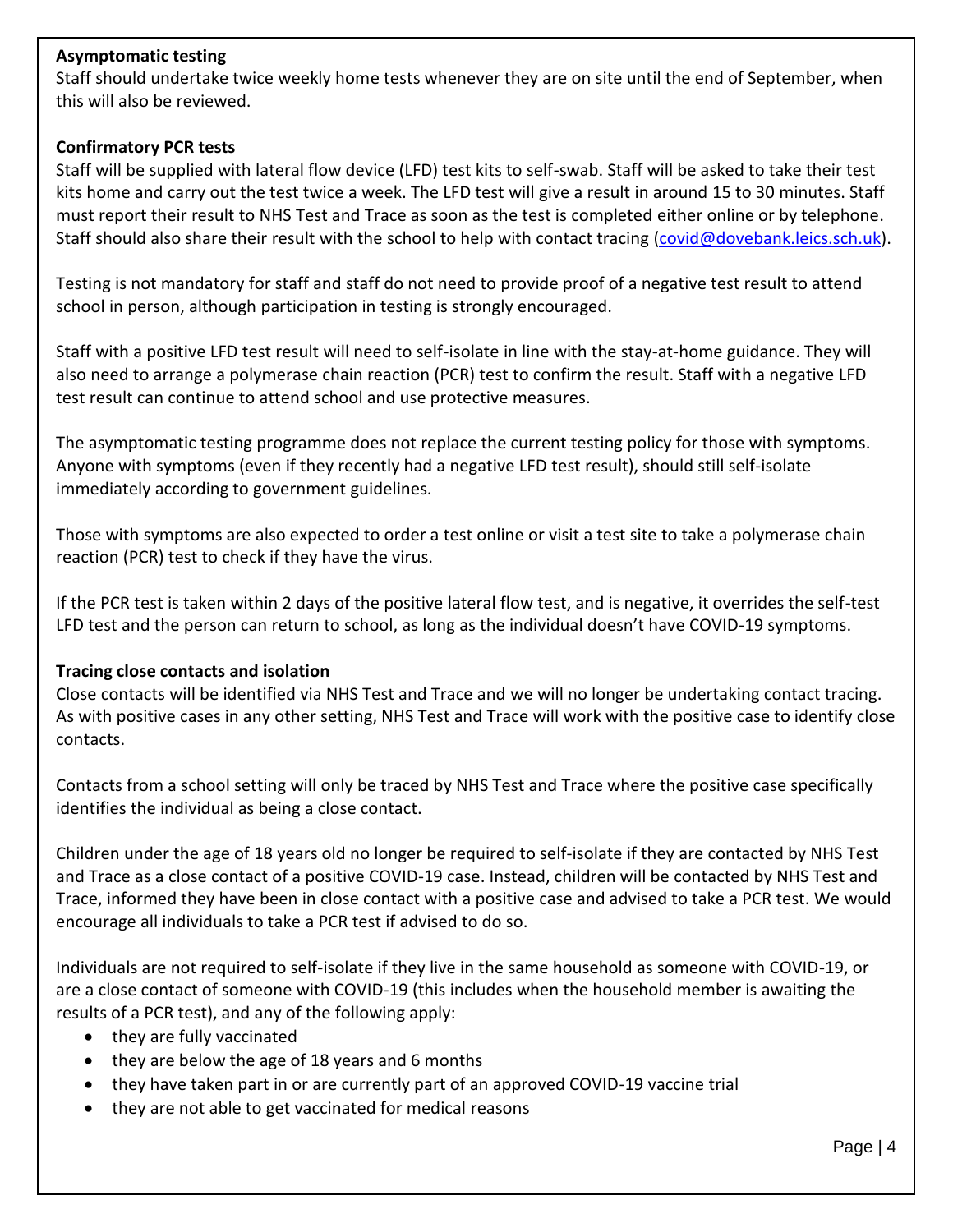**Asymptomatic testing**

Staff should undertake twice weekly home tests whenever they are on site until the end of September, when this will also be reviewed.

**Confirmatory PCR tests**

Staff will be supplied with lateral flow device (LFD) test kits to self-swab. Staff will be asked to take their test kits home and carry out the test twice a week. The LFD test will give a result in around 15 to 30 minutes. Staff must report their result to NHS Test and Trace as soon as the test is completed either online or by telephone. Staff should also share their result with the school to help with contact tracing (covid@dovebank.leics.sch.uk).

Testing is not mandatory for staff and staff do not need to provide proof of a negative test result to attend school in person, although participation in testing is strongly encouraged.

Staff with a positive LFD test result will need to self-isolate in line with the stay-at-home guidance. They will also need to arrange a polymerase chain reaction (PCR) test to confirm the result. Staff with a negative LFD test result can continue to attend school and use protective measures.

The asymptomatic testing programme does not replace the current testing policy for those with symptoms. Anyone with symptoms (even if they recently had a negative LFD test result), should still self-isolate immediately according to government guidelines.

Those with symptoms are also expected to order a test online or visit a test site to take a polymerase chain reaction (PCR) test to check if they have the virus.

If the PCR test is taken within 2 days of the positive lateral flow test, and is negative, it overrides the self-test LFD test and the person can return to school, as long as the individual doesn't have COVID-19 symptoms.

**Tracing close contacts and isolation**

Close contacts will be identified via NHS Test and Trace and we will no longer be undertaking contact tracing. As with positive cases in any other setting, NHS Test and Trace will work with the positive case to identify close contacts.

Contacts from a school setting will only be traced by NHS Test and Trace where the positive case specifically identifies the individual as being a close contact.

Children under the age of 18 years old no longer be required to self-isolate if they are contacted by NHS Test and Trace as a close contact of a positive COVID-19 case. Instead, children will be contacted by NHS Test and Trace, informed they have been in close contact with a positive case and advised to take a PCR test. We would encourage all individuals to take a PCR test if advised to do so.

Individuals are not required to self-isolate if they live in the same household as someone with COVID-19, or are a close contact of someone with COVID-19 (this includes when the household member is awaiting the results of a PCR test), and any of the following apply:

- they are fully vaccinated
- they are below the age of 18 years and 6 months
- they have taken part in or are currently part of an approved COVID-19 vaccine trial
- they are not able to get vaccinated for medical reasons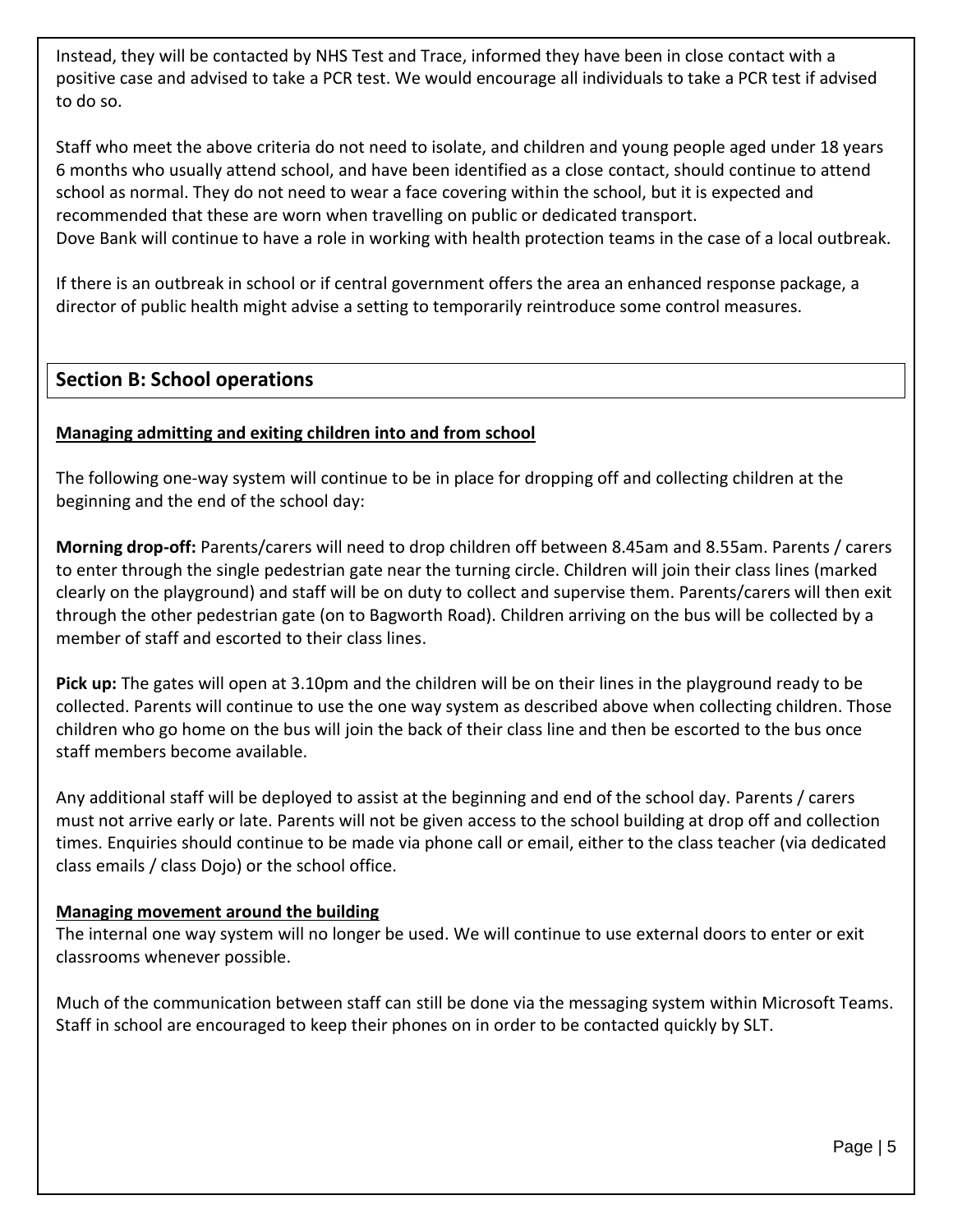Instead, they will be contacted by NHS Test and Trace, informed they have been in close contact with a positive case and advised to take a PCR test. We would encourage all individuals to take a PCR test if advised to do so.

Staff who meet the above criteria do not need to isolate, and children and young people aged under 18 years 6 months who usually attend school, and have been identified as a close contact, should continue to attend school as normal. They do not need to wear a face covering within the school, but it is expected and recommended that these are worn when travelling on public or dedicated transport.
Dove Bank will continue to have a role in working with health protection teams in the case of a local outbreak.

If there is an outbreak in school or if central government offers the area an enhanced response package, a director of public health might advise a setting to temporarily reintroduce some control measures.

## Section B: School operations

**Managing admitting and exiting children into and from school**

The following one-way system will continue to be in place for dropping off and collecting children at the beginning and the end of the school day:

**Morning drop-off:** Parents/carers will need to drop children off between 8.45am and 8.55am. Parents / carers to enter through the single pedestrian gate near the turning circle. Children will join their class lines (marked clearly on the playground) and staff will be on duty to collect and supervise them. Parents/carers will then exit through the other pedestrian gate (on to Bagworth Road). Children arriving on the bus will be collected by a member of staff and escorted to their class lines.

**Pick up:** The gates will open at 3.10pm and the children will be on their lines in the playground ready to be collected. Parents will continue to use the one way system as described above when collecting children. Those children who go home on the bus will join the back of their class line and then be escorted to the bus once staff members become available.

Any additional staff will be deployed to assist at the beginning and end of the school day. Parents / carers must not arrive early or late. Parents will not be given access to the school building at drop off and collection times. Enquiries should continue to be made via phone call or email, either to the class teacher (via dedicated class emails / class Dojo) or the school office.

**Managing movement around the building**

The internal one way system will no longer be used. We will continue to use external doors to enter or exit classrooms whenever possible.

Much of the communication between staff can still be done via the messaging system within Microsoft Teams. Staff in school are encouraged to keep their phones on in order to be contacted quickly by SLT.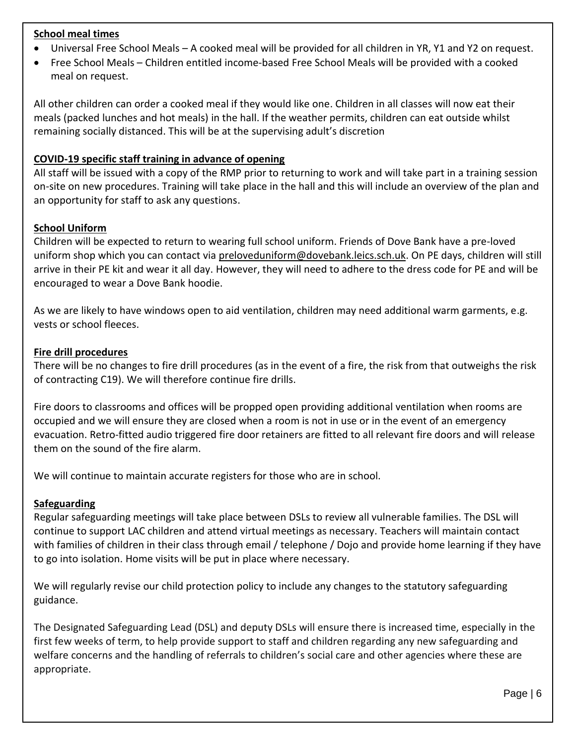**School meal times**

- Universal Free School Meals – A cooked meal will be provided for all children in YR, Y1 and Y2 on request.
- Free School Meals – Children entitled income-based Free School Meals will be provided with a cooked meal on request.

All other children can order a cooked meal if they would like one. Children in all classes will now eat their meals (packed lunches and hot meals) in the hall. If the weather permits, children can eat outside whilst remaining socially distanced. This will be at the supervising adult's discretion

**COVID-19 specific staff training in advance of opening**

All staff will be issued with a copy of the RMP prior to returning to work and will take part in a training session on-site on new procedures. Training will take place in the hall and this will include an overview of the plan and an opportunity for staff to ask any questions.

**School Uniform**

Children will be expected to return to wearing full school uniform. Friends of Dove Bank have a pre-loved uniform shop which you can contact via preloveduniform@dovebank.leics.sch.uk. On PE days, children will still arrive in their PE kit and wear it all day. However, they will need to adhere to the dress code for PE and will be encouraged to wear a Dove Bank hoodie.

As we are likely to have windows open to aid ventilation, children may need additional warm garments, e.g. vests or school fleeces.

**Fire drill procedures**

There will be no changes to fire drill procedures (as in the event of a fire, the risk from that outweighs the risk of contracting C19). We will therefore continue fire drills.

Fire doors to classrooms and offices will be propped open providing additional ventilation when rooms are occupied and we will ensure they are closed when a room is not in use or in the event of an emergency evacuation. Retro-fitted audio triggered fire door retainers are fitted to all relevant fire doors and will release them on the sound of the fire alarm.

We will continue to maintain accurate registers for those who are in school.

**Safeguarding**

Regular safeguarding meetings will take place between DSLs to review all vulnerable families. The DSL will continue to support LAC children and attend virtual meetings as necessary. Teachers will maintain contact with families of children in their class through email / telephone / Dojo and provide home learning if they have to go into isolation. Home visits will be put in place where necessary.

We will regularly revise our child protection policy to include any changes to the statutory safeguarding guidance.

The Designated Safeguarding Lead (DSL) and deputy DSLs will ensure there is increased time, especially in the first few weeks of term, to help provide support to staff and children regarding any new safeguarding and welfare concerns and the handling of referrals to children's social care and other agencies where these are appropriate.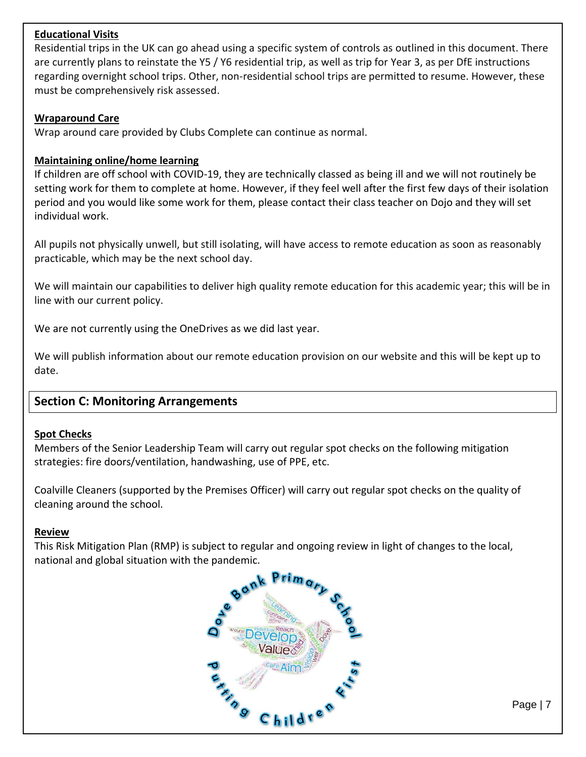**Educational Visits**

Residential trips in the UK can go ahead using a specific system of controls as outlined in this document. There are currently plans to reinstate the Y5 / Y6 residential trip, as well as trip for Year 3, as per DfE instructions regarding overnight school trips. Other, non-residential school trips are permitted to resume. However, these must be comprehensively risk assessed.

**Wraparound Care**

Wrap around care provided by Clubs Complete can continue as normal.

**Maintaining online/home learning**

If children are off school with COVID-19, they are technically classed as being ill and we will not routinely be setting work for them to complete at home. However, if they feel well after the first few days of their isolation period and you would like some work for them, please contact their class teacher on Dojo and they will set individual work.

All pupils not physically unwell, but still isolating, will have access to remote education as soon as reasonably practicable, which may be the next school day.

We will maintain our capabilities to deliver high quality remote education for this academic year; this will be in line with our current policy.

We are not currently using the OneDrives as we did last year.

We will publish information about our remote education provision on our website and this will be kept up to date.

## Section C: Monitoring Arrangements

**Spot Checks**

Members of the Senior Leadership Team will carry out regular spot checks on the following mitigation strategies: fire doors/ventilation, handwashing, use of PPE, etc.

Coalville Cleaners (supported by the Premises Officer) will carry out regular spot checks on the quality of cleaning around the school.

**Review**

This Risk Mitigation Plan (RMP) is subject to regular and ongoing review in light of changes to the local, national and global situation with the pandemic.

Dove Bank Primary School

Putting Children First